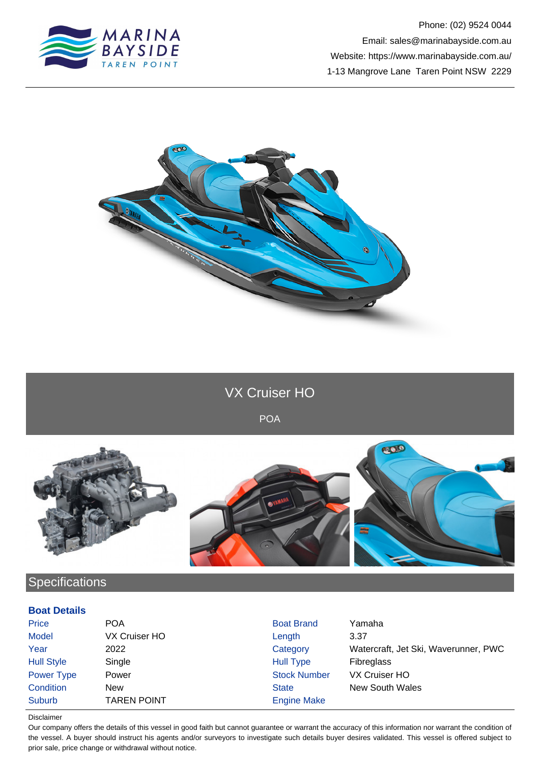Phone: (02) 9524 0044
Email: sales@marinabayside.com.au
Website: https://www.marinabayside.com.au/
1-13 Mangrove Lane Taren Point NSW 2229

# VX Cruiser HO

POA

## Specifications

### Boat Details

| | | | |
|---|---|---|---|
| Price | POA | Boat Brand | Yamaha |
| Model | VX Cruiser HO | Length | 3.37 |
| Year | 2022 | Category | Watercraft, Jet Ski, Waverunner, PWC |
| Hull Style | Single | Hull Type | Fibreglass |
| Power Type | Power | Stock Number | VX Cruiser HO |
| Condition | New | State | New South Wales |
| Suburb | TAREN POINT | Engine Make | |

Disclaimer

Our company offers the details of this vessel in good faith but cannot guarantee or warrant the accuracy of this information nor warrant the condition of the vessel. A buyer should instruct his agents and/or surveyors to investigate such details buyer desires validated. This vessel is offered subject to prior sale, price change or withdrawal without notice.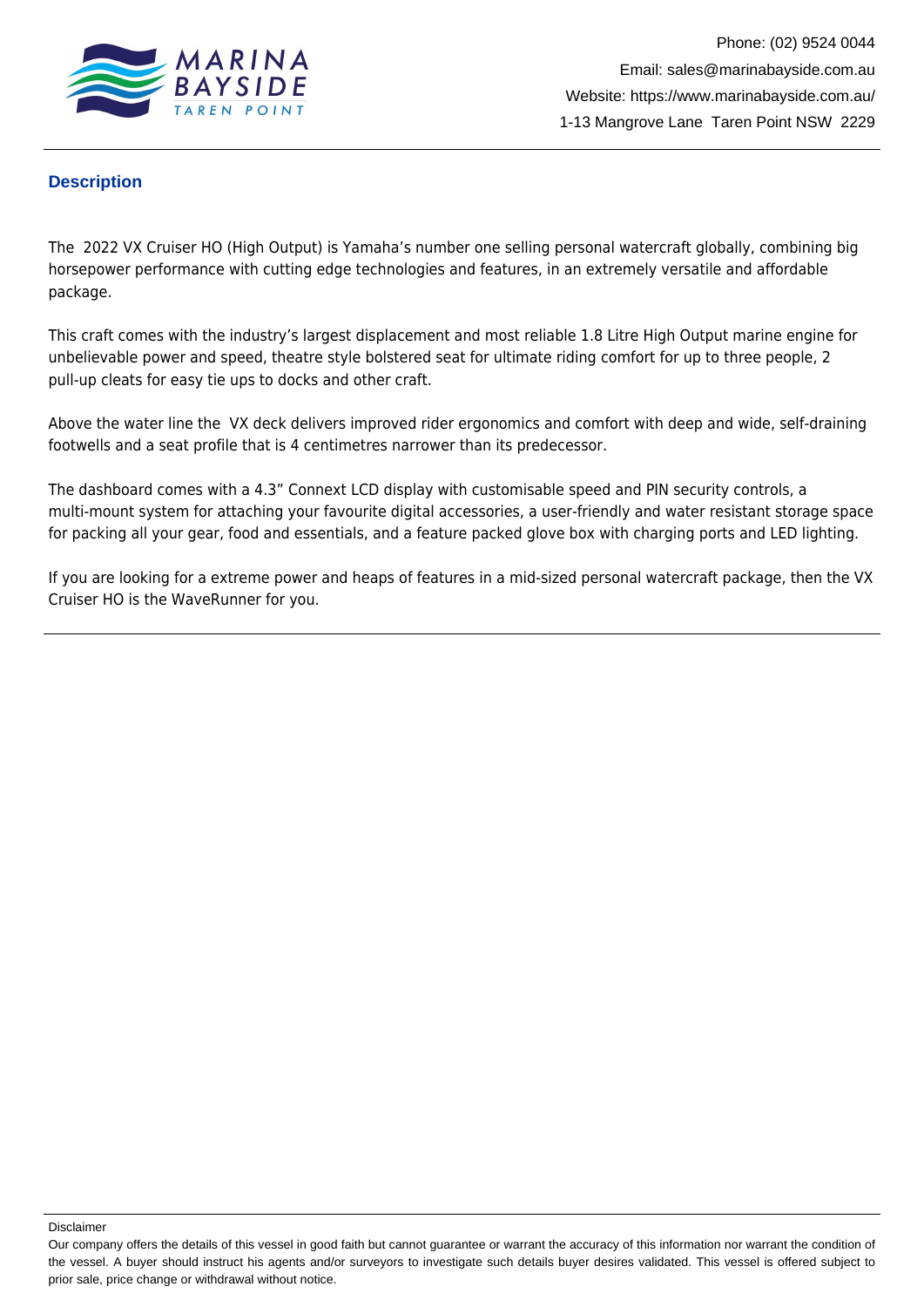## Description

The 2022 VX Cruiser HO (High Output) is Yamaha's number one selling personal watercraft globally, combining big horsepower performance with cutting edge technologies and features, in an extremely versatile and affordable package.

This craft comes with the industry's largest displacement and most reliable 1.8 Litre High Output marine engine for unbelievable power and speed, theatre style bolstered seat for ultimate riding comfort for up to three people, 2 pull-up cleats for easy tie ups to docks and other craft.

Above the water line the VX deck delivers improved rider ergonomics and comfort with deep and wide, self-draining footwells and a seat profile that is 4 centimetres narrower than its predecessor.

The dashboard comes with a 4.3" Connext LCD display with customisable speed and PIN security controls, a multi-mount system for attaching your favourite digital accessories, a user-friendly and water resistant storage space for packing all your gear, food and essentials, and a feature packed glove box with charging ports and LED lighting.

If you are looking for a extreme power and heaps of features in a mid-sized personal watercraft package, then the VX Cruiser HO is the WaveRunner for you.

Disclaimer

Our company offers the details of this vessel in good faith but cannot guarantee or warrant the accuracy of this information nor warrant the condition of the vessel. A buyer should instruct his agents and/or surveyors to investigate such details buyer desires validated. This vessel is offered subject to prior sale, price change or withdrawal without notice.